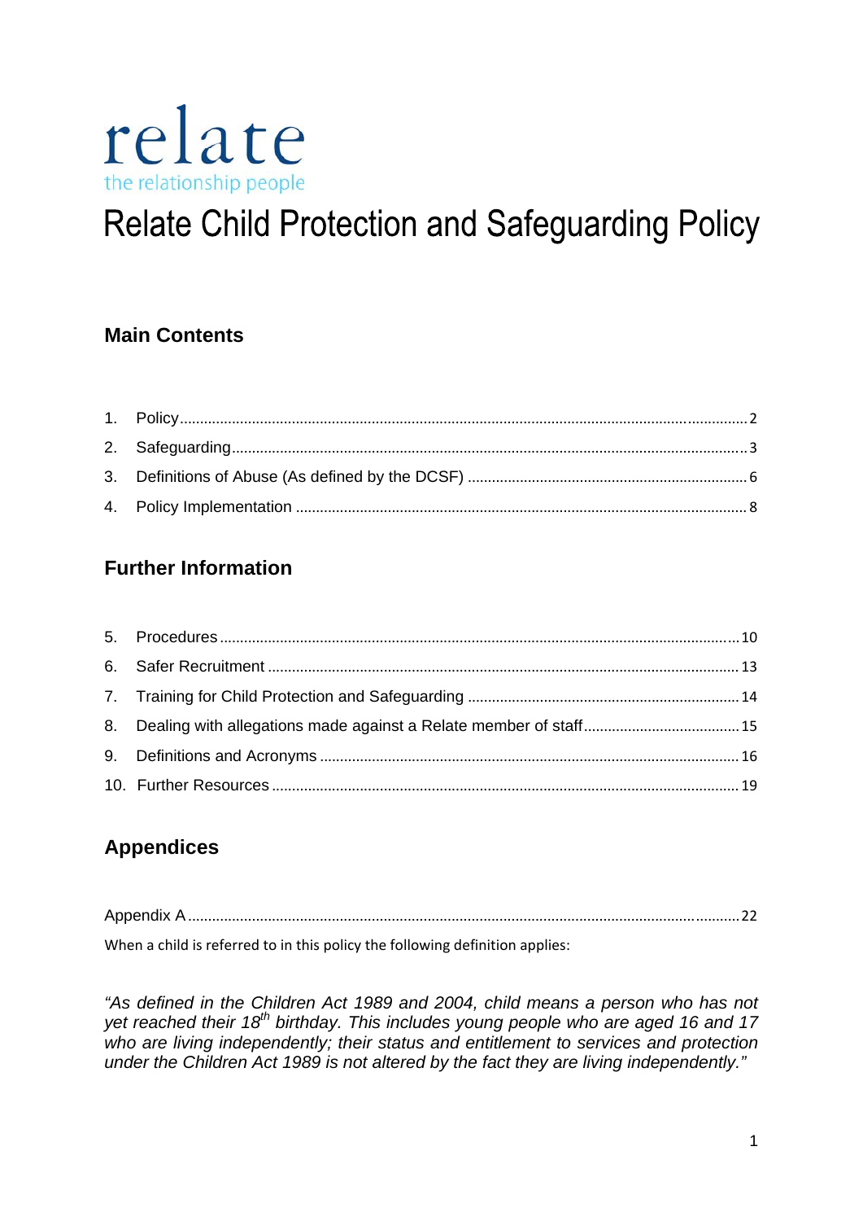relate

the relationship people

# Relate Child Protection and Safeguarding Policy

## Main Contents

1. Policy ........ 2
2. Safeguarding ........ 3
3. Definitions of Abuse (As defined by the DCSF) ........ 6
4. Policy Implementation ........ 8

## Further Information

5. Procedures ........ 10
6. Safer Recruitment ........ 13
7. Training for Child Protection and Safeguarding ........ 14
8. Dealing with allegations made against a Relate member of staff ........ 15
9. Definitions and Acronyms ........ 16
10. Further Resources ........ 19

## Appendices

Appendix A ........ 22

When a child is referred to in this policy the following definition applies:

*"As defined in the Children Act 1989 and 2004, child means a person who has not yet reached their 18th birthday. This includes young people who are aged 16 and 17 who are living independently; their status and entitlement to services and protection under the Children Act 1989 is not altered by the fact they are living independently."*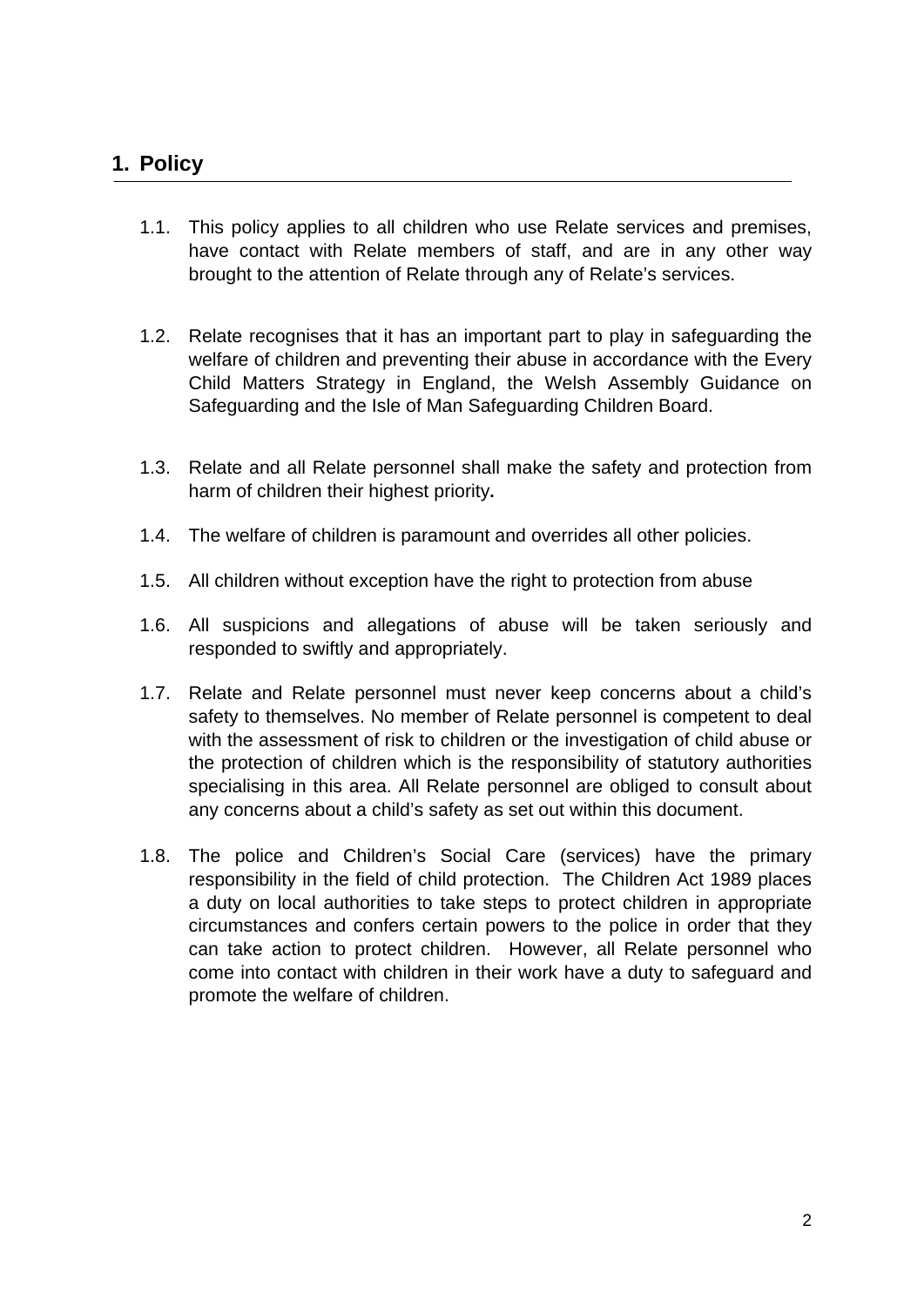## 1. Policy

1.1. This policy applies to all children who use Relate services and premises, have contact with Relate members of staff, and are in any other way brought to the attention of Relate through any of Relate's services.

1.2. Relate recognises that it has an important part to play in safeguarding the welfare of children and preventing their abuse in accordance with the Every Child Matters Strategy in England, the Welsh Assembly Guidance on Safeguarding and the Isle of Man Safeguarding Children Board.

1.3. Relate and all Relate personnel shall make the safety and protection from harm of children their highest priority**.**

1.4. The welfare of children is paramount and overrides all other policies.

1.5. All children without exception have the right to protection from abuse

1.6. All suspicions and allegations of abuse will be taken seriously and responded to swiftly and appropriately.

1.7. Relate and Relate personnel must never keep concerns about a child's safety to themselves. No member of Relate personnel is competent to deal with the assessment of risk to children or the investigation of child abuse or the protection of children which is the responsibility of statutory authorities specialising in this area. All Relate personnel are obliged to consult about any concerns about a child's safety as set out within this document.

1.8. The police and Children's Social Care (services) have the primary responsibility in the field of child protection. The Children Act 1989 places a duty on local authorities to take steps to protect children in appropriate circumstances and confers certain powers to the police in order that they can take action to protect children. However, all Relate personnel who come into contact with children in their work have a duty to safeguard and promote the welfare of children.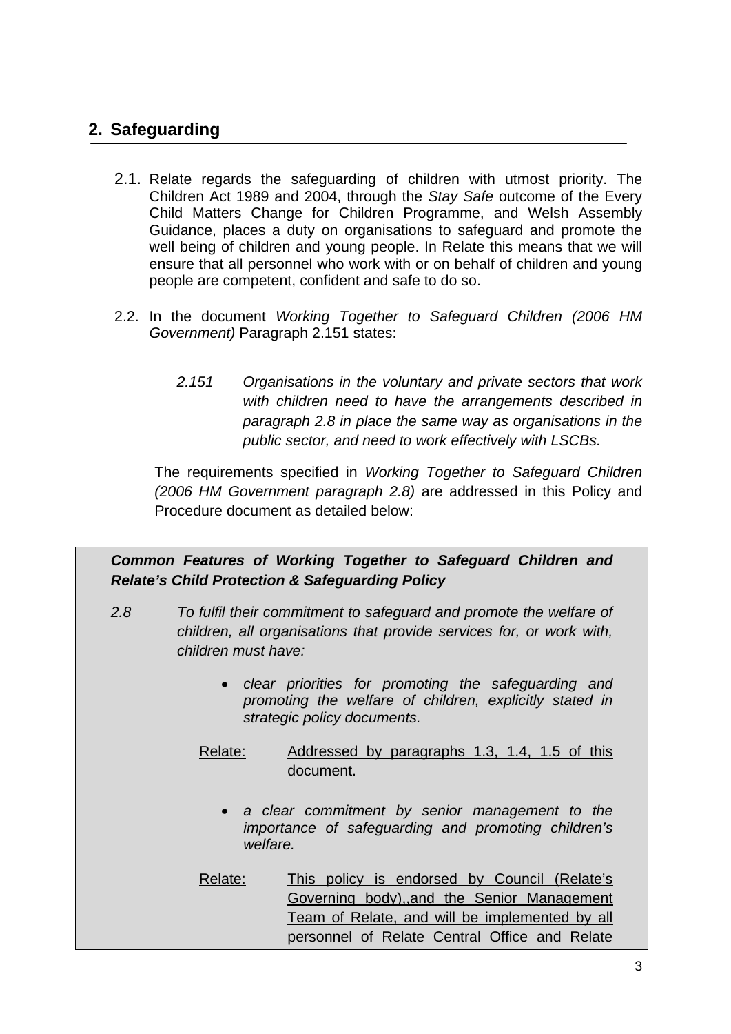## 2. Safeguarding

2.1. Relate regards the safeguarding of children with utmost priority. The Children Act 1989 and 2004, through the *Stay Safe* outcome of the Every Child Matters Change for Children Programme, and Welsh Assembly Guidance, places a duty on organisations to safeguard and promote the well being of children and young people. In Relate this means that we will ensure that all personnel who work with or on behalf of children and young people are competent, confident and safe to do so.

2.2. In the document *Working Together to Safeguard Children (2006 HM Government)* Paragraph 2.151 states:

> *2.151 Organisations in the voluntary and private sectors that work with children need to have the arrangements described in paragraph 2.8 in place the same way as organisations in the public sector, and need to work effectively with LSCBs.*

The requirements specified in *Working Together to Safeguard Children (2006 HM Government paragraph 2.8)* are addressed in this Policy and Procedure document as detailed below:

***Common Features of Working Together to Safeguard Children and Relate's Child Protection & Safeguarding Policy***

*2.8 To fulfil their commitment to safeguard and promote the welfare of children, all organisations that provide services for, or work with, children must have:*

- *clear priorities for promoting the safeguarding and promoting the welfare of children, explicitly stated in strategic policy documents.*

Relate: Addressed by paragraphs 1.3, 1.4, 1.5 of this document.

- *a clear commitment by senior management to the importance of safeguarding and promoting children's welfare.*

Relate: This policy is endorsed by Council (Relate's Governing body),,and the Senior Management Team of Relate, and will be implemented by all personnel of Relate Central Office and Relate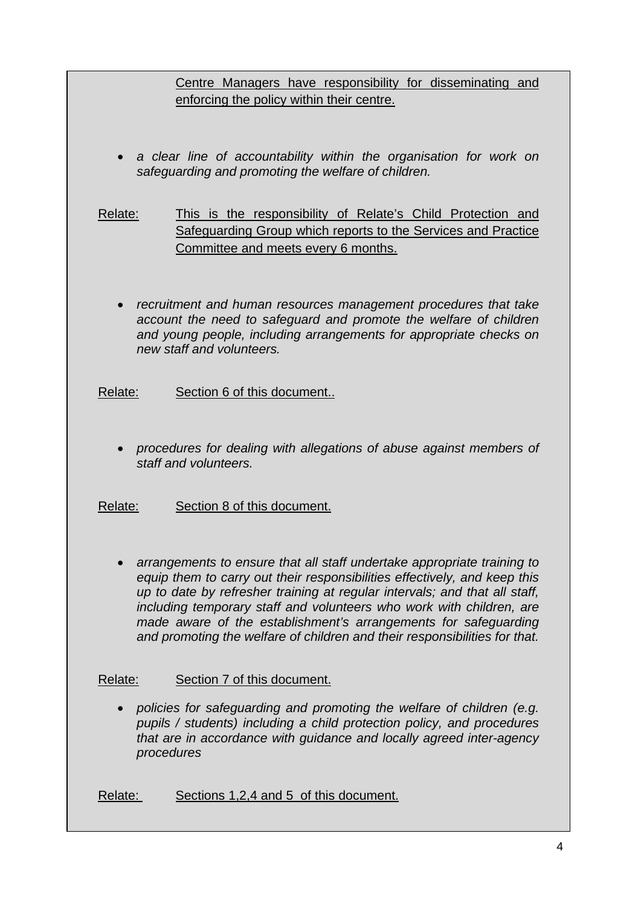Centre Managers have responsibility for disseminating and enforcing the policy within their centre.

- *a clear line of accountability within the organisation for work on safeguarding and promoting the welfare of children.*

Relate: This is the responsibility of Relate's Child Protection and Safeguarding Group which reports to the Services and Practice Committee and meets every 6 months.

- *recruitment and human resources management procedures that take account the need to safeguard and promote the welfare of children and young people, including arrangements for appropriate checks on new staff and volunteers.*

Relate: Section 6 of this document..

- *procedures for dealing with allegations of abuse against members of staff and volunteers.*

Relate: Section 8 of this document.

- *arrangements to ensure that all staff undertake appropriate training to equip them to carry out their responsibilities effectively, and keep this up to date by refresher training at regular intervals; and that all staff, including temporary staff and volunteers who work with children, are made aware of the establishment's arrangements for safeguarding and promoting the welfare of children and their responsibilities for that.*

Relate: Section 7 of this document.

- *policies for safeguarding and promoting the welfare of children (e.g. pupils / students) including a child protection policy, and procedures that are in accordance with guidance and locally agreed inter-agency procedures*

Relate: Sections 1,2,4 and 5 of this document.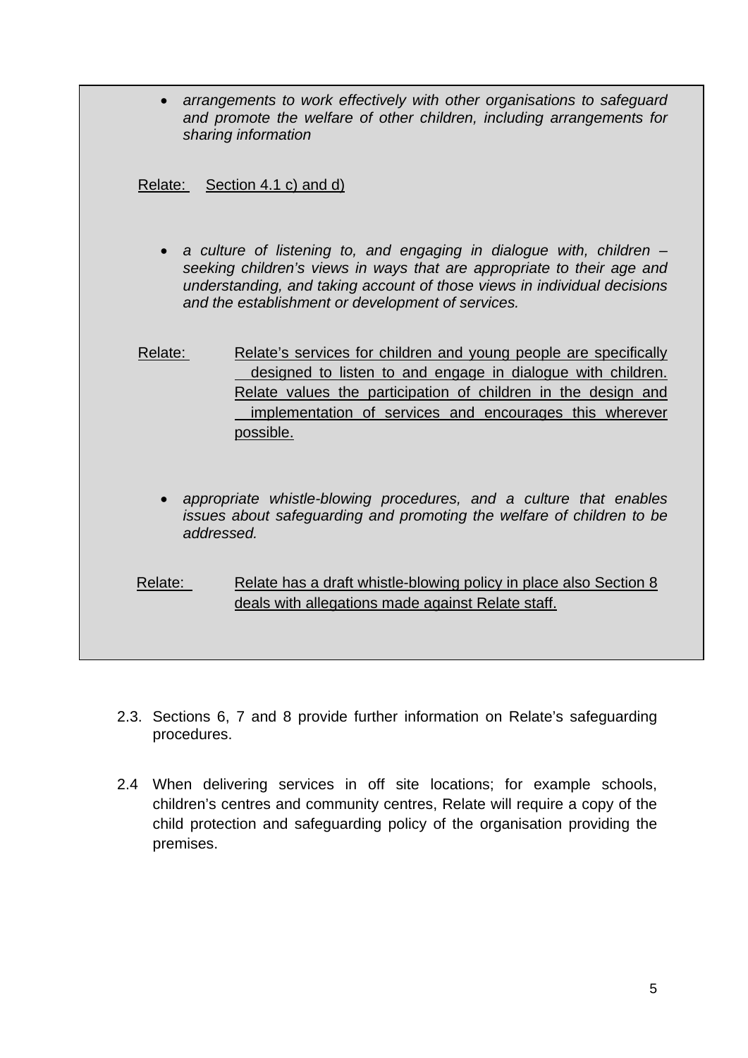- *arrangements to work effectively with other organisations to safeguard and promote the welfare of other children, including arrangements for sharing information*

Relate: Section 4.1 c) and d)

- *a culture of listening to, and engaging in dialogue with, children – seeking children's views in ways that are appropriate to their age and understanding, and taking account of those views in individual decisions and the establishment or development of services.*

Relate: Relate's services for children and young people are specifically designed to listen to and engage in dialogue with children. Relate values the participation of children in the design and implementation of services and encourages this wherever possible.

- *appropriate whistle-blowing procedures, and a culture that enables issues about safeguarding and promoting the welfare of children to be addressed.*

Relate: Relate has a draft whistle-blowing policy in place also Section 8 deals with allegations made against Relate staff.

2.3. Sections 6, 7 and 8 provide further information on Relate's safeguarding procedures.

2.4 When delivering services in off site locations; for example schools, children's centres and community centres, Relate will require a copy of the child protection and safeguarding policy of the organisation providing the premises.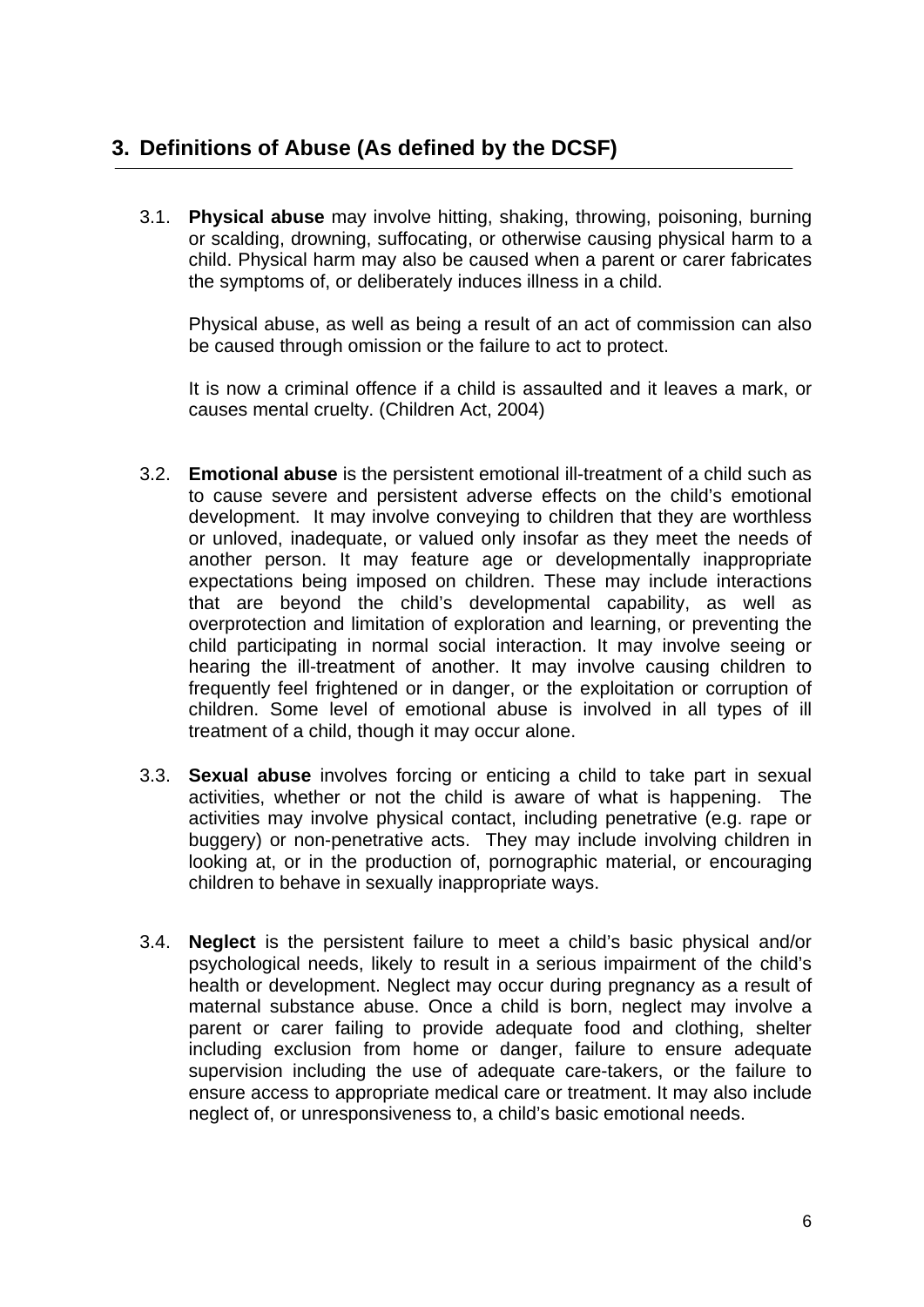## 3. Definitions of Abuse (As defined by the DCSF)

3.1. **Physical abuse** may involve hitting, shaking, throwing, poisoning, burning or scalding, drowning, suffocating, or otherwise causing physical harm to a child. Physical harm may also be caused when a parent or carer fabricates the symptoms of, or deliberately induces illness in a child.

Physical abuse, as well as being a result of an act of commission can also be caused through omission or the failure to act to protect.

It is now a criminal offence if a child is assaulted and it leaves a mark, or causes mental cruelty. (Children Act, 2004)

3.2. **Emotional abuse** is the persistent emotional ill-treatment of a child such as to cause severe and persistent adverse effects on the child's emotional development. It may involve conveying to children that they are worthless or unloved, inadequate, or valued only insofar as they meet the needs of another person. It may feature age or developmentally inappropriate expectations being imposed on children. These may include interactions that are beyond the child's developmental capability, as well as overprotection and limitation of exploration and learning, or preventing the child participating in normal social interaction. It may involve seeing or hearing the ill-treatment of another. It may involve causing children to frequently feel frightened or in danger, or the exploitation or corruption of children. Some level of emotional abuse is involved in all types of ill treatment of a child, though it may occur alone.

3.3. **Sexual abuse** involves forcing or enticing a child to take part in sexual activities, whether or not the child is aware of what is happening. The activities may involve physical contact, including penetrative (e.g. rape or buggery) or non-penetrative acts. They may include involving children in looking at, or in the production of, pornographic material, or encouraging children to behave in sexually inappropriate ways.

3.4. **Neglect** is the persistent failure to meet a child's basic physical and/or psychological needs, likely to result in a serious impairment of the child's health or development. Neglect may occur during pregnancy as a result of maternal substance abuse. Once a child is born, neglect may involve a parent or carer failing to provide adequate food and clothing, shelter including exclusion from home or danger, failure to ensure adequate supervision including the use of adequate care-takers, or the failure to ensure access to appropriate medical care or treatment. It may also include neglect of, or unresponsiveness to, a child's basic emotional needs.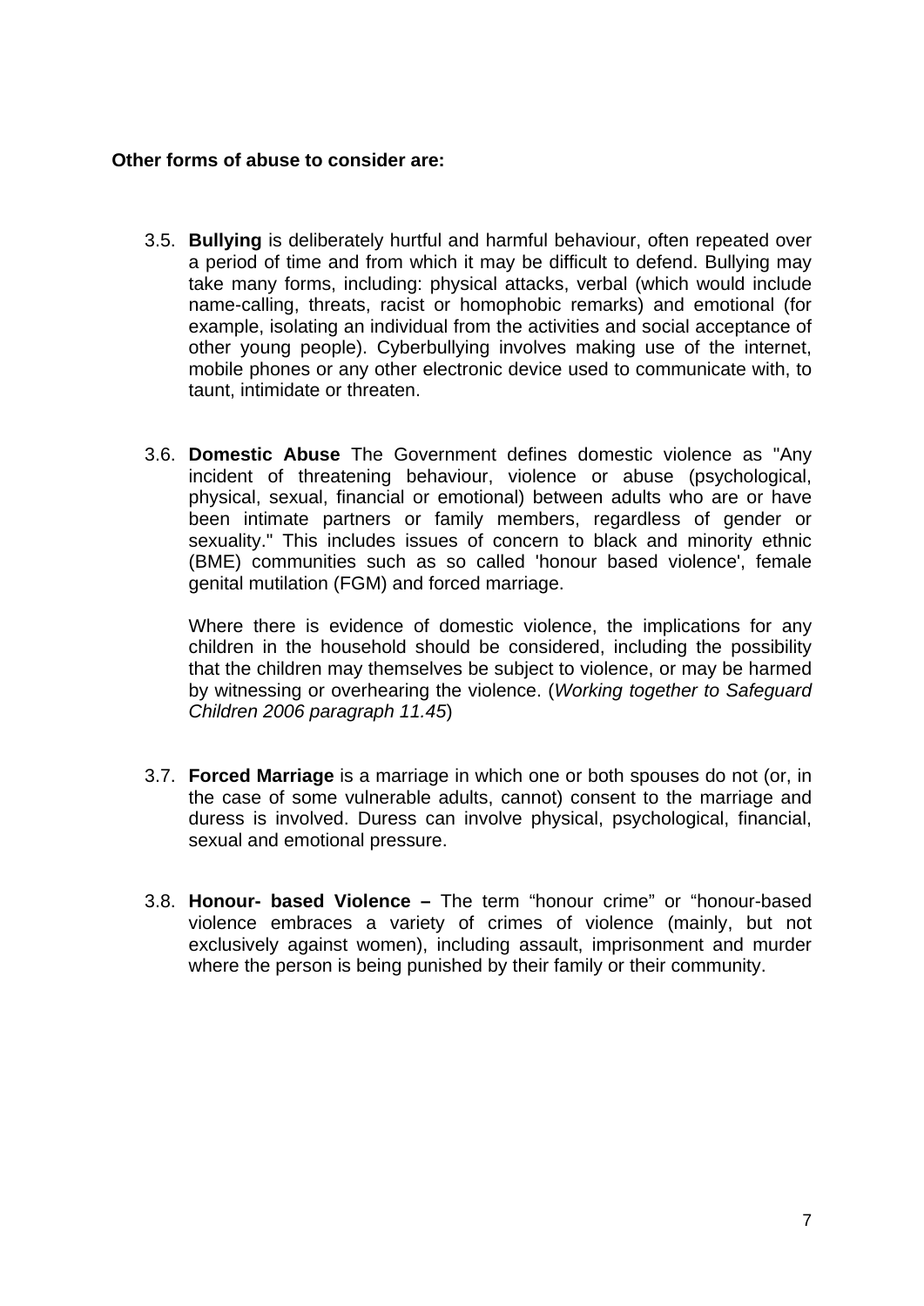**Other forms of abuse to consider are:**

3.5. **Bullying** is deliberately hurtful and harmful behaviour, often repeated over a period of time and from which it may be difficult to defend. Bullying may take many forms, including: physical attacks, verbal (which would include name-calling, threats, racist or homophobic remarks) and emotional (for example, isolating an individual from the activities and social acceptance of other young people). Cyberbullying involves making use of the internet, mobile phones or any other electronic device used to communicate with, to taunt, intimidate or threaten.

3.6. **Domestic Abuse** The Government defines domestic violence as "Any incident of threatening behaviour, violence or abuse (psychological, physical, sexual, financial or emotional) between adults who are or have been intimate partners or family members, regardless of gender or sexuality." This includes issues of concern to black and minority ethnic (BME) communities such as so called 'honour based violence', female genital mutilation (FGM) and forced marriage.

Where there is evidence of domestic violence, the implications for any children in the household should be considered, including the possibility that the children may themselves be subject to violence, or may be harmed by witnessing or overhearing the violence. (*Working together to Safeguard Children 2006 paragraph 11.45*)

3.7. **Forced Marriage** is a marriage in which one or both spouses do not (or, in the case of some vulnerable adults, cannot) consent to the marriage and duress is involved. Duress can involve physical, psychological, financial, sexual and emotional pressure.

3.8. **Honour- based Violence –** The term "honour crime" or "honour-based violence embraces a variety of crimes of violence (mainly, but not exclusively against women), including assault, imprisonment and murder where the person is being punished by their family or their community.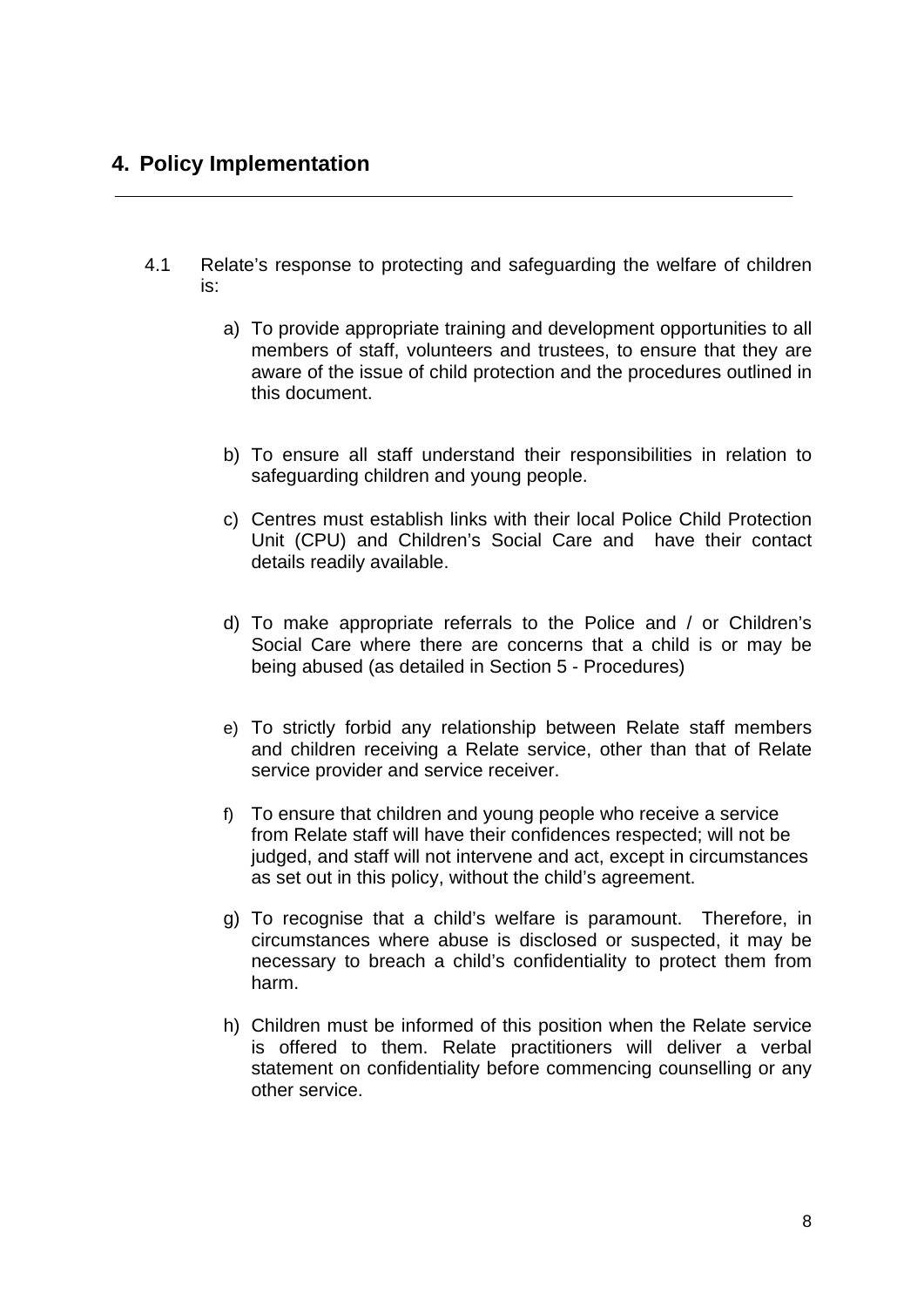## 4. Policy Implementation

4.1 Relate's response to protecting and safeguarding the welfare of children is:

a) To provide appropriate training and development opportunities to all members of staff, volunteers and trustees, to ensure that they are aware of the issue of child protection and the procedures outlined in this document.

b) To ensure all staff understand their responsibilities in relation to safeguarding children and young people.

c) Centres must establish links with their local Police Child Protection Unit (CPU) and Children's Social Care and have their contact details readily available.

d) To make appropriate referrals to the Police and / or Children's Social Care where there are concerns that a child is or may be being abused (as detailed in Section 5 - Procedures)

e) To strictly forbid any relationship between Relate staff members and children receiving a Relate service, other than that of Relate service provider and service receiver.

f) To ensure that children and young people who receive a service from Relate staff will have their confidences respected; will not be judged, and staff will not intervene and act, except in circumstances as set out in this policy, without the child's agreement.

g) To recognise that a child's welfare is paramount. Therefore, in circumstances where abuse is disclosed or suspected, it may be necessary to breach a child's confidentiality to protect them from harm.

h) Children must be informed of this position when the Relate service is offered to them. Relate practitioners will deliver a verbal statement on confidentiality before commencing counselling or any other service.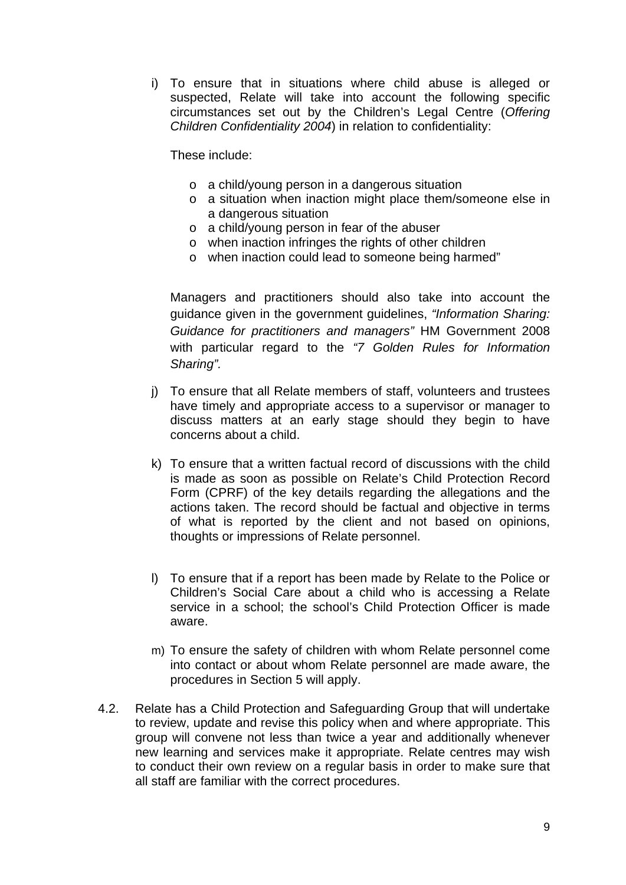i) To ensure that in situations where child abuse is alleged or suspected, Relate will take into account the following specific circumstances set out by the Children's Legal Centre (*Offering Children Confidentiality 2004*) in relation to confidentiality:

   These include:

   - a child/young person in a dangerous situation
   - a situation when inaction might place them/someone else in a dangerous situation
   - a child/young person in fear of the abuser
   - when inaction infringes the rights of other children
   - when inaction could lead to someone being harmed"

   Managers and practitioners should also take into account the guidance given in the government guidelines, *"Information Sharing: Guidance for practitioners and managers"* HM Government 2008 with particular regard to the *"7 Golden Rules for Information Sharing".*

j) To ensure that all Relate members of staff, volunteers and trustees have timely and appropriate access to a supervisor or manager to discuss matters at an early stage should they begin to have concerns about a child.

k) To ensure that a written factual record of discussions with the child is made as soon as possible on Relate's Child Protection Record Form (CPRF) of the key details regarding the allegations and the actions taken. The record should be factual and objective in terms of what is reported by the client and not based on opinions, thoughts or impressions of Relate personnel.

l) To ensure that if a report has been made by Relate to the Police or Children's Social Care about a child who is accessing a Relate service in a school; the school's Child Protection Officer is made aware.

m) To ensure the safety of children with whom Relate personnel come into contact or about whom Relate personnel are made aware, the procedures in Section 5 will apply.

4.2. Relate has a Child Protection and Safeguarding Group that will undertake to review, update and revise this policy when and where appropriate. This group will convene not less than twice a year and additionally whenever new learning and services make it appropriate. Relate centres may wish to conduct their own review on a regular basis in order to make sure that all staff are familiar with the correct procedures.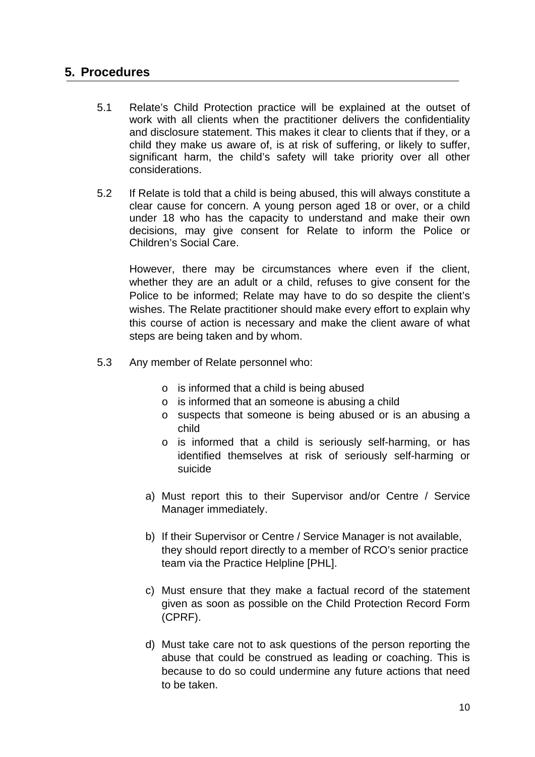## 5. Procedures

5.1 Relate's Child Protection practice will be explained at the outset of work with all clients when the practitioner delivers the confidentiality and disclosure statement. This makes it clear to clients that if they, or a child they make us aware of, is at risk of suffering, or likely to suffer, significant harm, the child's safety will take priority over all other considerations.

5.2 If Relate is told that a child is being abused, this will always constitute a clear cause for concern. A young person aged 18 or over, or a child under 18 who has the capacity to understand and make their own decisions, may give consent for Relate to inform the Police or Children's Social Care.

However, there may be circumstances where even if the client, whether they are an adult or a child, refuses to give consent for the Police to be informed; Relate may have to do so despite the client's wishes. The Relate practitioner should make every effort to explain why this course of action is necessary and make the client aware of what steps are being taken and by whom.

5.3 Any member of Relate personnel who:

- is informed that a child is being abused
- is informed that an someone is abusing a child
- suspects that someone is being abused or is an abusing a child
- is informed that a child is seriously self-harming, or has identified themselves at risk of seriously self-harming or suicide

a) Must report this to their Supervisor and/or Centre / Service Manager immediately.

b) If their Supervisor or Centre / Service Manager is not available, they should report directly to a member of RCO's senior practice team via the Practice Helpline [PHL].

c) Must ensure that they make a factual record of the statement given as soon as possible on the Child Protection Record Form (CPRF).

d) Must take care not to ask questions of the person reporting the abuse that could be construed as leading or coaching. This is because to do so could undermine any future actions that need to be taken.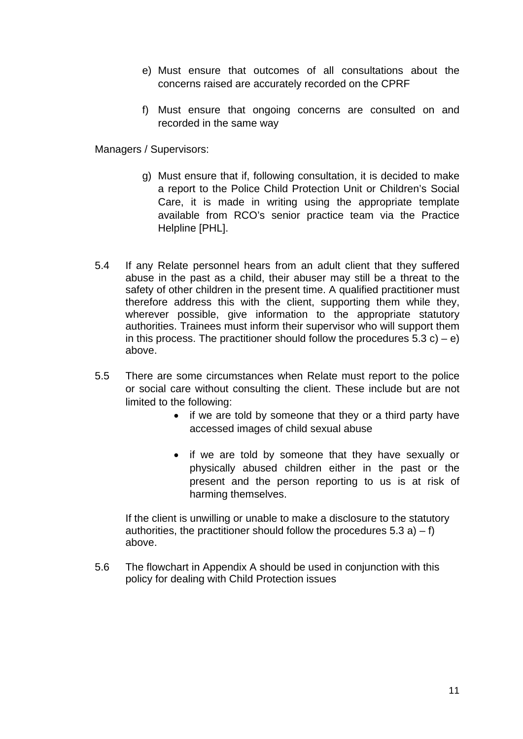e) Must ensure that outcomes of all consultations about the concerns raised are accurately recorded on the CPRF

f) Must ensure that ongoing concerns are consulted on and recorded in the same way

Managers / Supervisors:

g) Must ensure that if, following consultation, it is decided to make a report to the Police Child Protection Unit or Children's Social Care, it is made in writing using the appropriate template available from RCO's senior practice team via the Practice Helpline [PHL].

5.4 If any Relate personnel hears from an adult client that they suffered abuse in the past as a child, their abuser may still be a threat to the safety of other children in the present time. A qualified practitioner must therefore address this with the client, supporting them while they, wherever possible, give information to the appropriate statutory authorities. Trainees must inform their supervisor who will support them in this process. The practitioner should follow the procedures 5.3 c) – e) above.

5.5 There are some circumstances when Relate must report to the police or social care without consulting the client. These include but are not limited to the following:

- if we are told by someone that they or a third party have accessed images of child sexual abuse
- if we are told by someone that they have sexually or physically abused children either in the past or the present and the person reporting to us is at risk of harming themselves.

If the client is unwilling or unable to make a disclosure to the statutory authorities, the practitioner should follow the procedures 5.3 a) – f) above.

5.6 The flowchart in Appendix A should be used in conjunction with this policy for dealing with Child Protection issues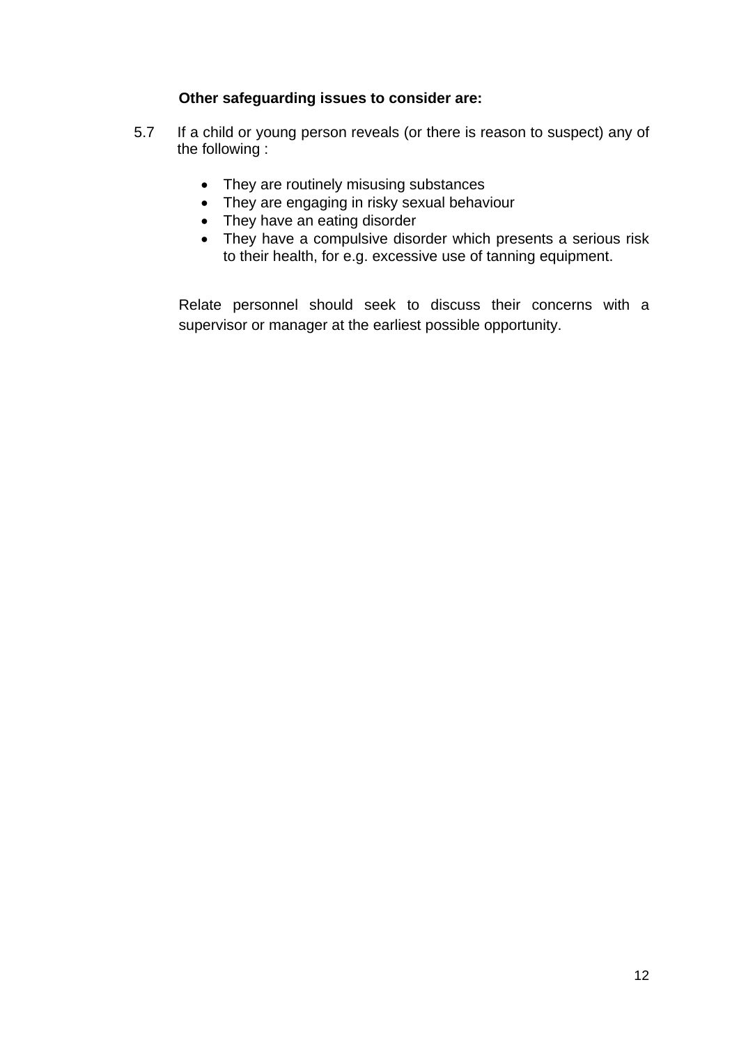**Other safeguarding issues to consider are:**

5.7 If a child or young person reveals (or there is reason to suspect) any of the following :

- They are routinely misusing substances
- They are engaging in risky sexual behaviour
- They have an eating disorder
- They have a compulsive disorder which presents a serious risk to their health, for e.g. excessive use of tanning equipment.

Relate personnel should seek to discuss their concerns with a supervisor or manager at the earliest possible opportunity.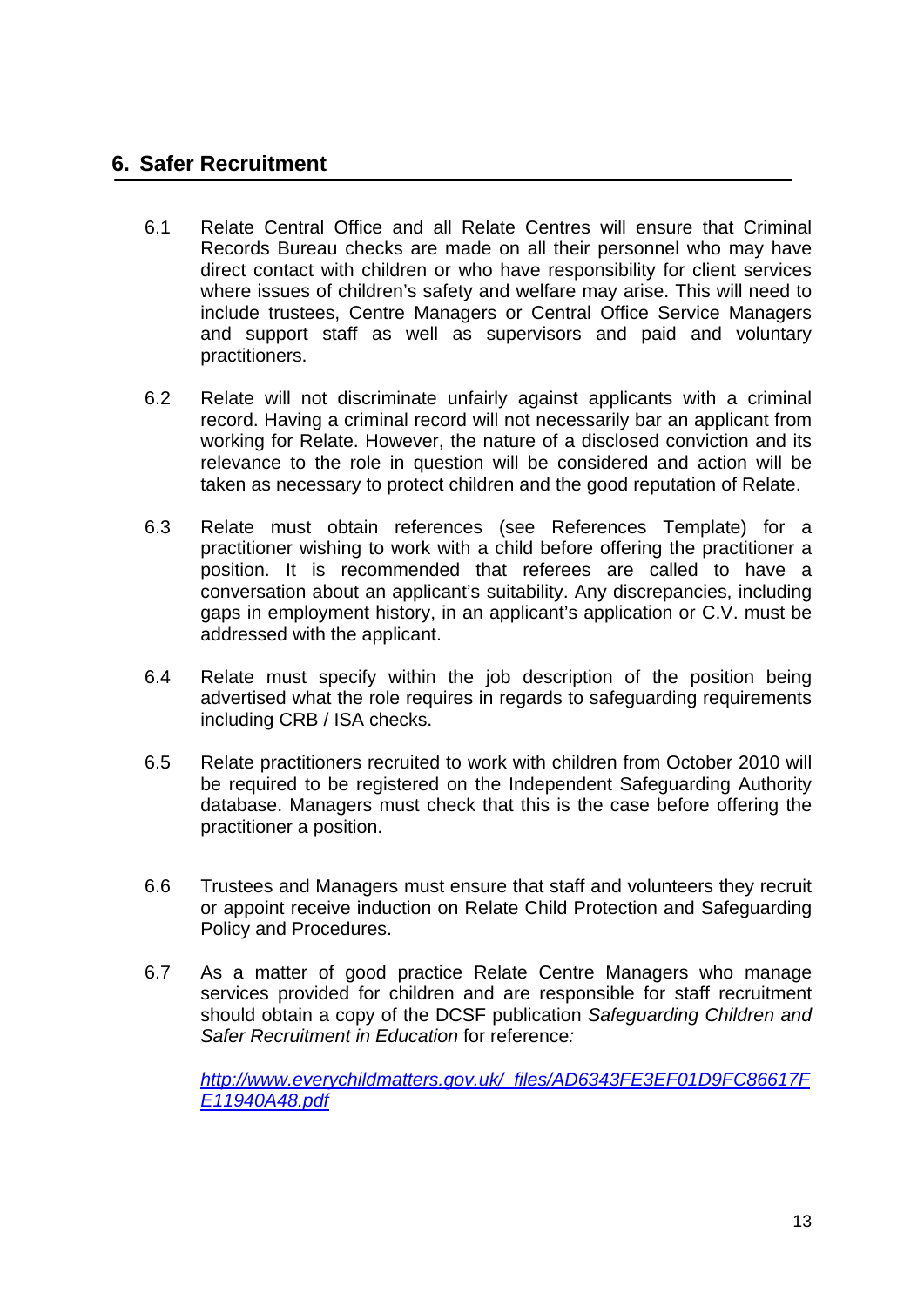## 6. Safer Recruitment

6.1 Relate Central Office and all Relate Centres will ensure that Criminal Records Bureau checks are made on all their personnel who may have direct contact with children or who have responsibility for client services where issues of children's safety and welfare may arise. This will need to include trustees, Centre Managers or Central Office Service Managers and support staff as well as supervisors and paid and voluntary practitioners.

6.2 Relate will not discriminate unfairly against applicants with a criminal record. Having a criminal record will not necessarily bar an applicant from working for Relate. However, the nature of a disclosed conviction and its relevance to the role in question will be considered and action will be taken as necessary to protect children and the good reputation of Relate.

6.3 Relate must obtain references (see References Template) for a practitioner wishing to work with a child before offering the practitioner a position. It is recommended that referees are called to have a conversation about an applicant's suitability. Any discrepancies, including gaps in employment history, in an applicant's application or C.V. must be addressed with the applicant.

6.4 Relate must specify within the job description of the position being advertised what the role requires in regards to safeguarding requirements including CRB / ISA checks.

6.5 Relate practitioners recruited to work with children from October 2010 will be required to be registered on the Independent Safeguarding Authority database. Managers must check that this is the case before offering the practitioner a position.

6.6 Trustees and Managers must ensure that staff and volunteers they recruit or appoint receive induction on Relate Child Protection and Safeguarding Policy and Procedures.

6.7 As a matter of good practice Relate Centre Managers who manage services provided for children and are responsible for staff recruitment should obtain a copy of the DCSF publication *Safeguarding Children and Safer Recruitment in Education* for reference*:*

[http://www.everychildmatters.gov.uk/_files/AD6343FE3EF01D9FC86617FE11940A48.pdf](http://www.everychildmatters.gov.uk/_files/AD6343FE3EF01D9FC86617FE11940A48.pdf)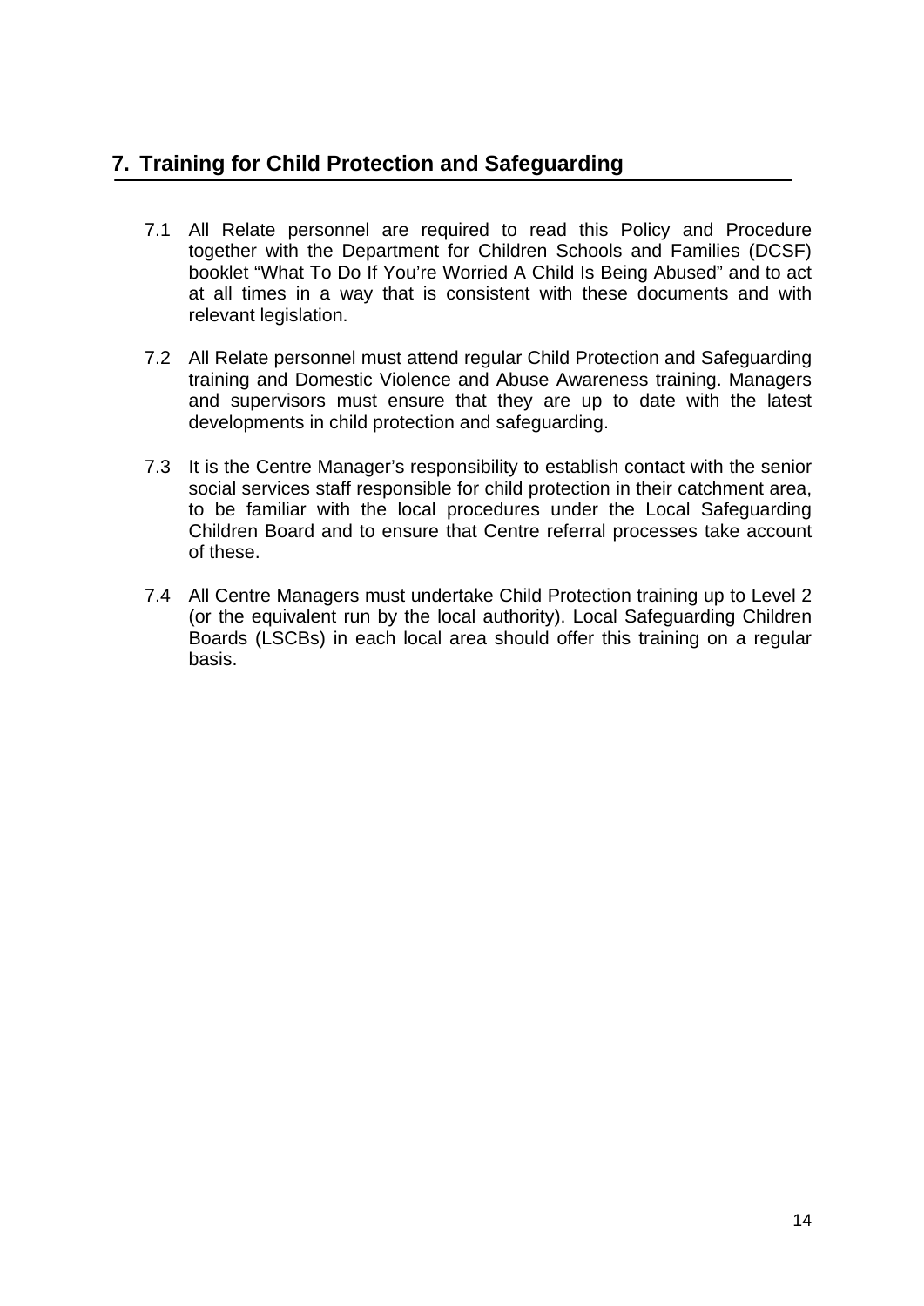## 7. Training for Child Protection and Safeguarding

7.1 All Relate personnel are required to read this Policy and Procedure together with the Department for Children Schools and Families (DCSF) booklet “What To Do If You’re Worried A Child Is Being Abused” and to act at all times in a way that is consistent with these documents and with relevant legislation.

7.2 All Relate personnel must attend regular Child Protection and Safeguarding training and Domestic Violence and Abuse Awareness training. Managers and supervisors must ensure that they are up to date with the latest developments in child protection and safeguarding.

7.3 It is the Centre Manager’s responsibility to establish contact with the senior social services staff responsible for child protection in their catchment area, to be familiar with the local procedures under the Local Safeguarding Children Board and to ensure that Centre referral processes take account of these.

7.4 All Centre Managers must undertake Child Protection training up to Level 2 (or the equivalent run by the local authority). Local Safeguarding Children Boards (LSCBs) in each local area should offer this training on a regular basis.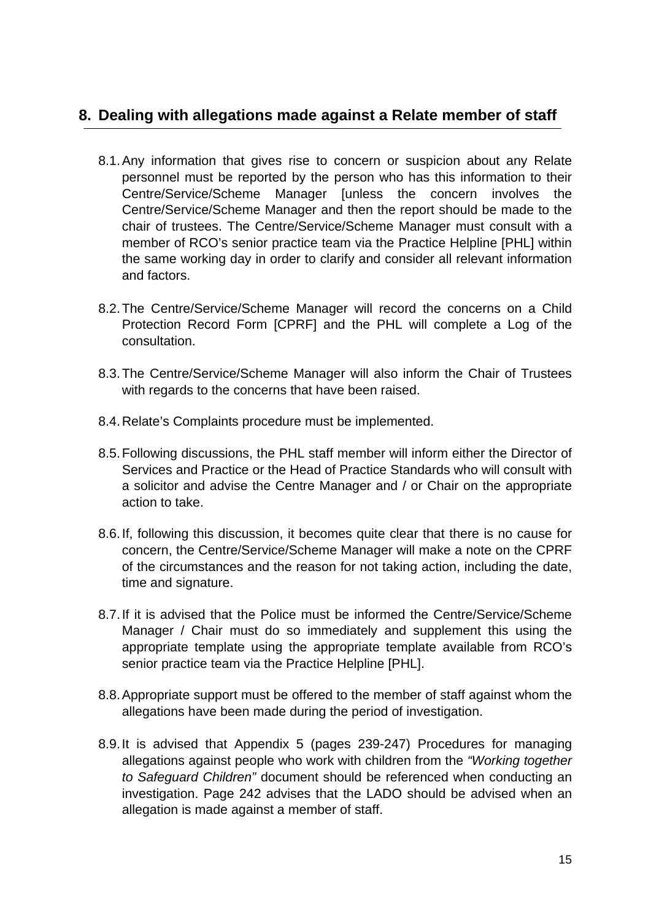## 8. Dealing with allegations made against a Relate member of staff

8.1. Any information that gives rise to concern or suspicion about any Relate personnel must be reported by the person who has this information to their Centre/Service/Scheme Manager [unless the concern involves the Centre/Service/Scheme Manager and then the report should be made to the chair of trustees. The Centre/Service/Scheme Manager must consult with a member of RCO's senior practice team via the Practice Helpline [PHL] within the same working day in order to clarify and consider all relevant information and factors.

8.2. The Centre/Service/Scheme Manager will record the concerns on a Child Protection Record Form [CPRF] and the PHL will complete a Log of the consultation.

8.3. The Centre/Service/Scheme Manager will also inform the Chair of Trustees with regards to the concerns that have been raised.

8.4. Relate's Complaints procedure must be implemented.

8.5. Following discussions, the PHL staff member will inform either the Director of Services and Practice or the Head of Practice Standards who will consult with a solicitor and advise the Centre Manager and / or Chair on the appropriate action to take.

8.6. If, following this discussion, it becomes quite clear that there is no cause for concern, the Centre/Service/Scheme Manager will make a note on the CPRF of the circumstances and the reason for not taking action, including the date, time and signature.

8.7. If it is advised that the Police must be informed the Centre/Service/Scheme Manager / Chair must do so immediately and supplement this using the appropriate template using the appropriate template available from RCO's senior practice team via the Practice Helpline [PHL].

8.8. Appropriate support must be offered to the member of staff against whom the allegations have been made during the period of investigation.

8.9. It is advised that Appendix 5 (pages 239-247) Procedures for managing allegations against people who work with children from the *"Working together to Safeguard Children"* document should be referenced when conducting an investigation. Page 242 advises that the LADO should be advised when an allegation is made against a member of staff.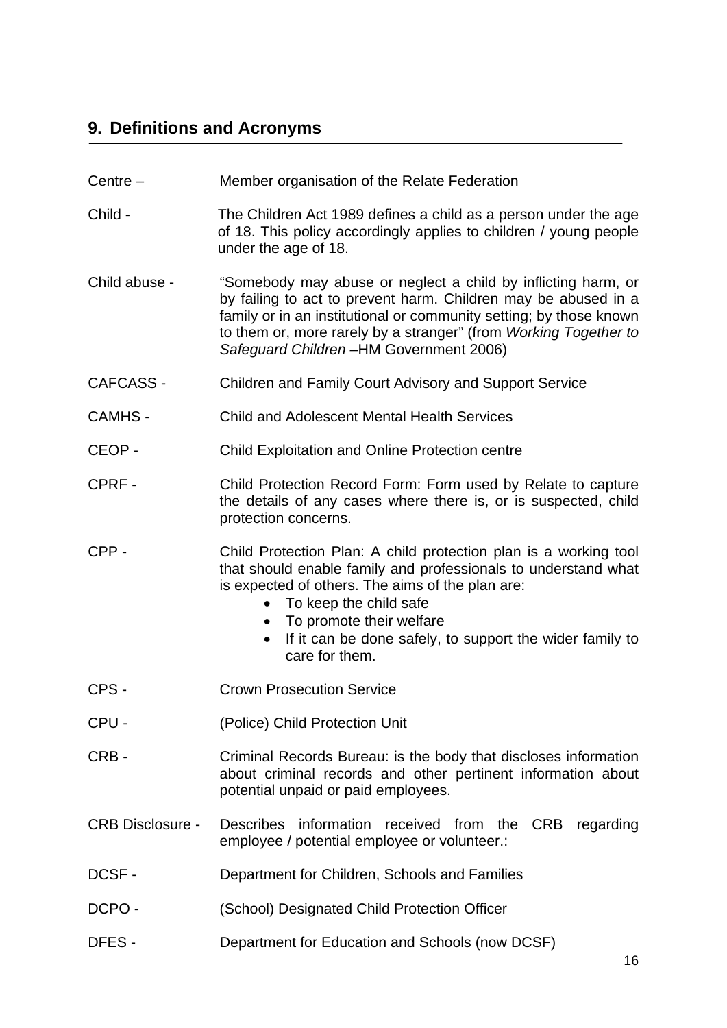## 9. Definitions and Acronyms

Centre – Member organisation of the Relate Federation

Child - The Children Act 1989 defines a child as a person under the age of 18. This policy accordingly applies to children / young people under the age of 18.

Child abuse - "Somebody may abuse or neglect a child by inflicting harm, or by failing to act to prevent harm. Children may be abused in a family or in an institutional or community setting; by those known to them or, more rarely by a stranger" (from *Working Together to Safeguard Children* –HM Government 2006)

CAFCASS - Children and Family Court Advisory and Support Service

CAMHS - Child and Adolescent Mental Health Services

CEOP - Child Exploitation and Online Protection centre

CPRF - Child Protection Record Form: Form used by Relate to capture the details of any cases where there is, or is suspected, child protection concerns.

CPP - Child Protection Plan: A child protection plan is a working tool that should enable family and professionals to understand what is expected of others. The aims of the plan are:

- To keep the child safe
- To promote their welfare
- If it can be done safely, to support the wider family to care for them.

CPS - Crown Prosecution Service

CPU - (Police) Child Protection Unit

CRB - Criminal Records Bureau: is the body that discloses information about criminal records and other pertinent information about potential unpaid or paid employees.

CRB Disclosure - Describes information received from the CRB regarding employee / potential employee or volunteer.:

DCSF - Department for Children, Schools and Families

DCPO - (School) Designated Child Protection Officer

DFES - Department for Education and Schools (now DCSF)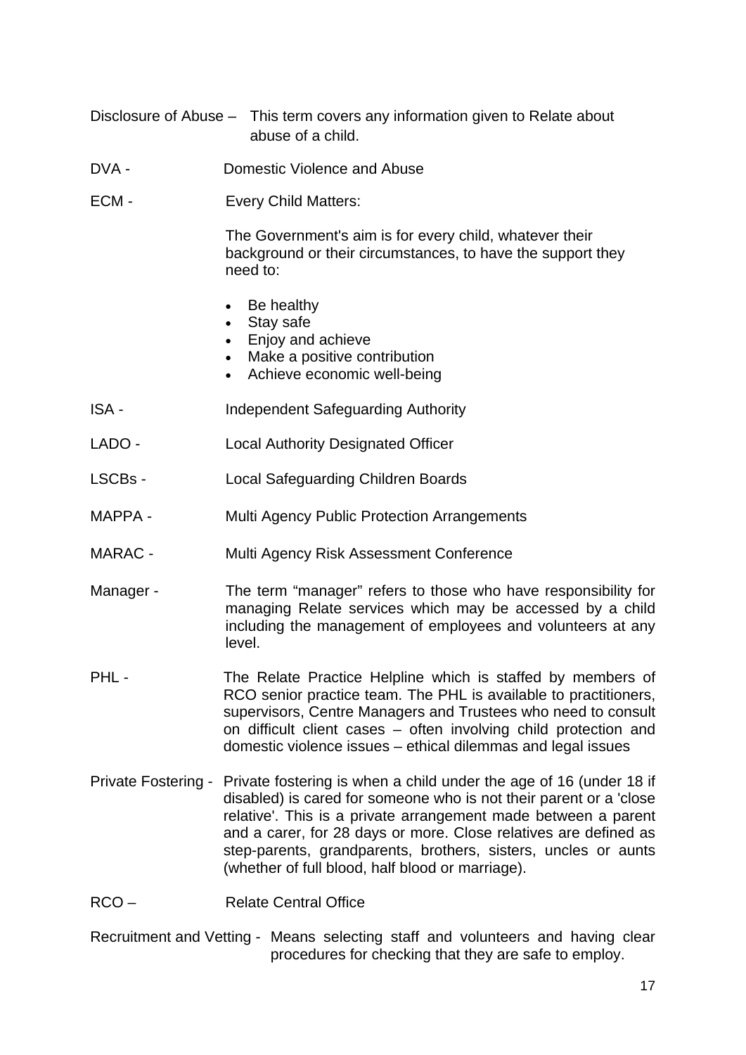Disclosure of Abuse – This term covers any information given to Relate about abuse of a child.

DVA - Domestic Violence and Abuse

ECM - Every Child Matters:

The Government's aim is for every child, whatever their background or their circumstances, to have the support they need to:

- Be healthy
- Stay safe
- Enjoy and achieve
- Make a positive contribution
- Achieve economic well-being

ISA - Independent Safeguarding Authority

LADO - Local Authority Designated Officer

LSCBs - Local Safeguarding Children Boards

MAPPA - Multi Agency Public Protection Arrangements

MARAC - Multi Agency Risk Assessment Conference

Manager - The term “manager” refers to those who have responsibility for managing Relate services which may be accessed by a child including the management of employees and volunteers at any level.

PHL - The Relate Practice Helpline which is staffed by members of RCO senior practice team. The PHL is available to practitioners, supervisors, Centre Managers and Trustees who need to consult on difficult client cases – often involving child protection and domestic violence issues – ethical dilemmas and legal issues

Private Fostering - Private fostering is when a child under the age of 16 (under 18 if disabled) is cared for someone who is not their parent or a 'close relative'. This is a private arrangement made between a parent and a carer, for 28 days or more. Close relatives are defined as step-parents, grandparents, brothers, sisters, uncles or aunts (whether of full blood, half blood or marriage).

RCO – Relate Central Office

Recruitment and Vetting - Means selecting staff and volunteers and having clear procedures for checking that they are safe to employ.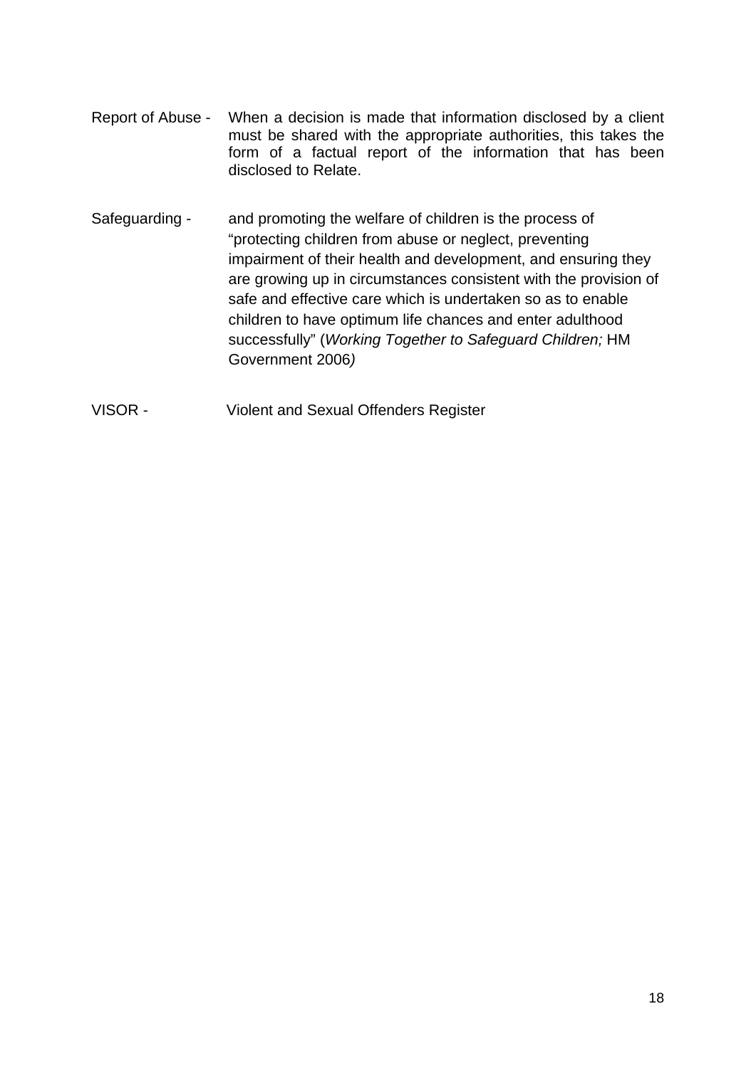Report of Abuse - When a decision is made that information disclosed by a client must be shared with the appropriate authorities, this takes the form of a factual report of the information that has been disclosed to Relate.

Safeguarding - and promoting the welfare of children is the process of "protecting children from abuse or neglect, preventing impairment of their health and development, and ensuring they are growing up in circumstances consistent with the provision of safe and effective care which is undertaken so as to enable children to have optimum life chances and enter adulthood successfully" (*Working Together to Safeguard Children;* HM Government 2006*)*

VISOR - Violent and Sexual Offenders Register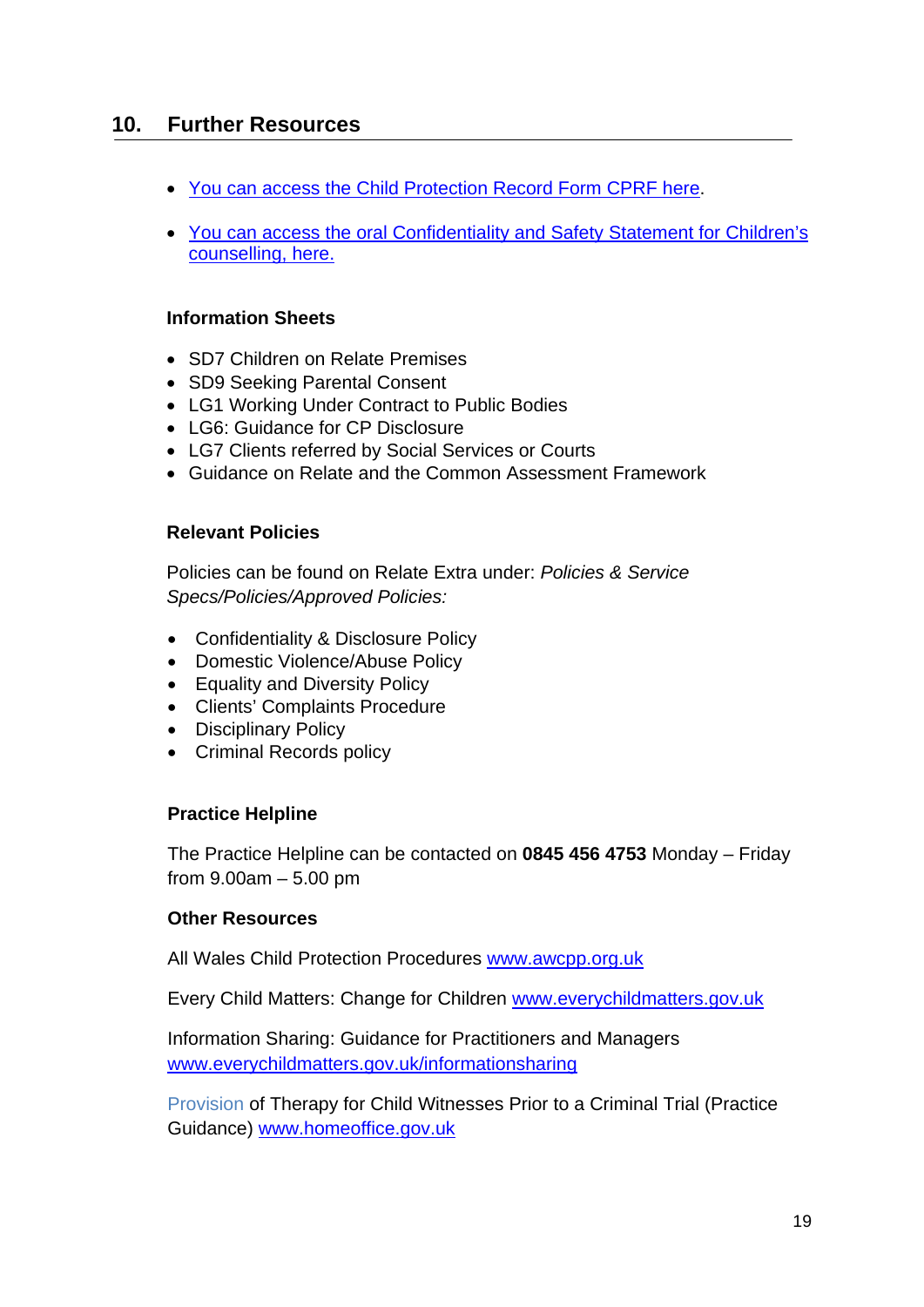## 10. Further Resources

- You can access the Child Protection Record Form CPRF here.
- You can access the oral Confidentiality and Safety Statement for Children's counselling, here.

### Information Sheets

- SD7 Children on Relate Premises
- SD9 Seeking Parental Consent
- LG1 Working Under Contract to Public Bodies
- LG6: Guidance for CP Disclosure
- LG7 Clients referred by Social Services or Courts
- Guidance on Relate and the Common Assessment Framework

### Relevant Policies

Policies can be found on Relate Extra under: *Policies & Service Specs/Policies/Approved Policies:*

- Confidentiality & Disclosure Policy
- Domestic Violence/Abuse Policy
- Equality and Diversity Policy
- Clients' Complaints Procedure
- Disciplinary Policy
- Criminal Records policy

### Practice Helpline

The Practice Helpline can be contacted on **0845 456 4753** Monday – Friday from 9.00am – 5.00 pm

### Other Resources

All Wales Child Protection Procedures www.awcpp.org.uk

Every Child Matters: Change for Children www.everychildmatters.gov.uk

Information Sharing: Guidance for Practitioners and Managers www.everychildmatters.gov.uk/informationsharing

Provision of Therapy for Child Witnesses Prior to a Criminal Trial (Practice Guidance) www.homeoffice.gov.uk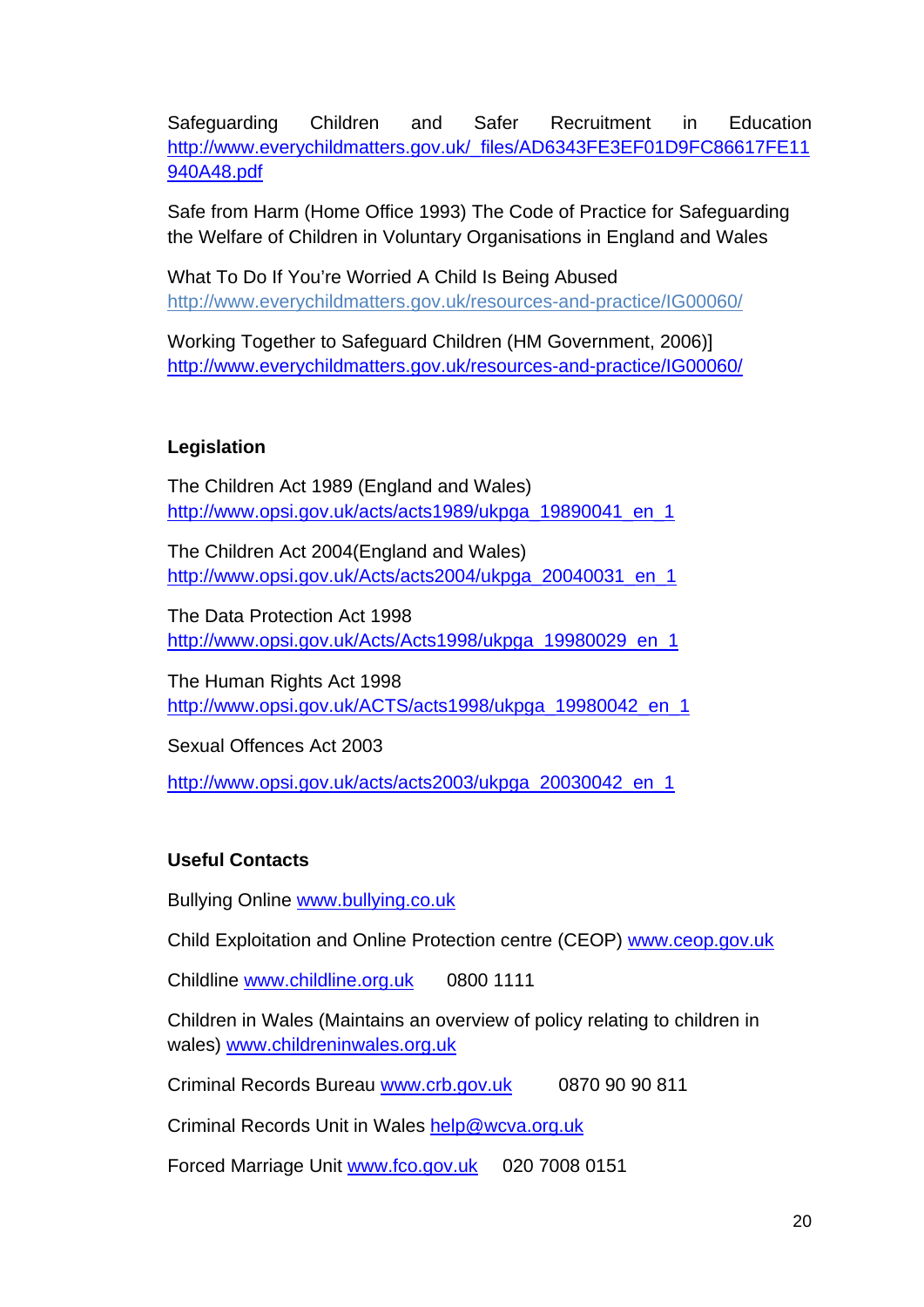Safeguarding Children and Safer Recruitment in Education
http://www.everychildmatters.gov.uk/_files/AD6343FE3EF01D9FC86617FE11940A48.pdf

Safe from Harm (Home Office 1993) The Code of Practice for Safeguarding the Welfare of Children in Voluntary Organisations in England and Wales

What To Do If You're Worried A Child Is Being Abused
http://www.everychildmatters.gov.uk/resources-and-practice/IG00060/

Working Together to Safeguard Children (HM Government, 2006)]
http://www.everychildmatters.gov.uk/resources-and-practice/IG00060/

**Legislation**

The Children Act 1989 (England and Wales)
http://www.opsi.gov.uk/acts/acts1989/ukpga_19890041_en_1

The Children Act 2004(England and Wales)
http://www.opsi.gov.uk/Acts/acts2004/ukpga_20040031_en_1

The Data Protection Act 1998
http://www.opsi.gov.uk/Acts/Acts1998/ukpga_19980029_en_1

The Human Rights Act 1998
http://www.opsi.gov.uk/ACTS/acts1998/ukpga_19980042_en_1

Sexual Offences Act 2003

http://www.opsi.gov.uk/acts/acts2003/ukpga_20030042_en_1

**Useful Contacts**

Bullying Online www.bullying.co.uk

Child Exploitation and Online Protection centre (CEOP) www.ceop.gov.uk

Childline www.childline.org.uk 0800 1111

Children in Wales (Maintains an overview of policy relating to children in wales) www.childreninwales.org.uk

Criminal Records Bureau www.crb.gov.uk 0870 90 90 811

Criminal Records Unit in Wales help@wcva.org.uk

Forced Marriage Unit www.fco.gov.uk 020 7008 0151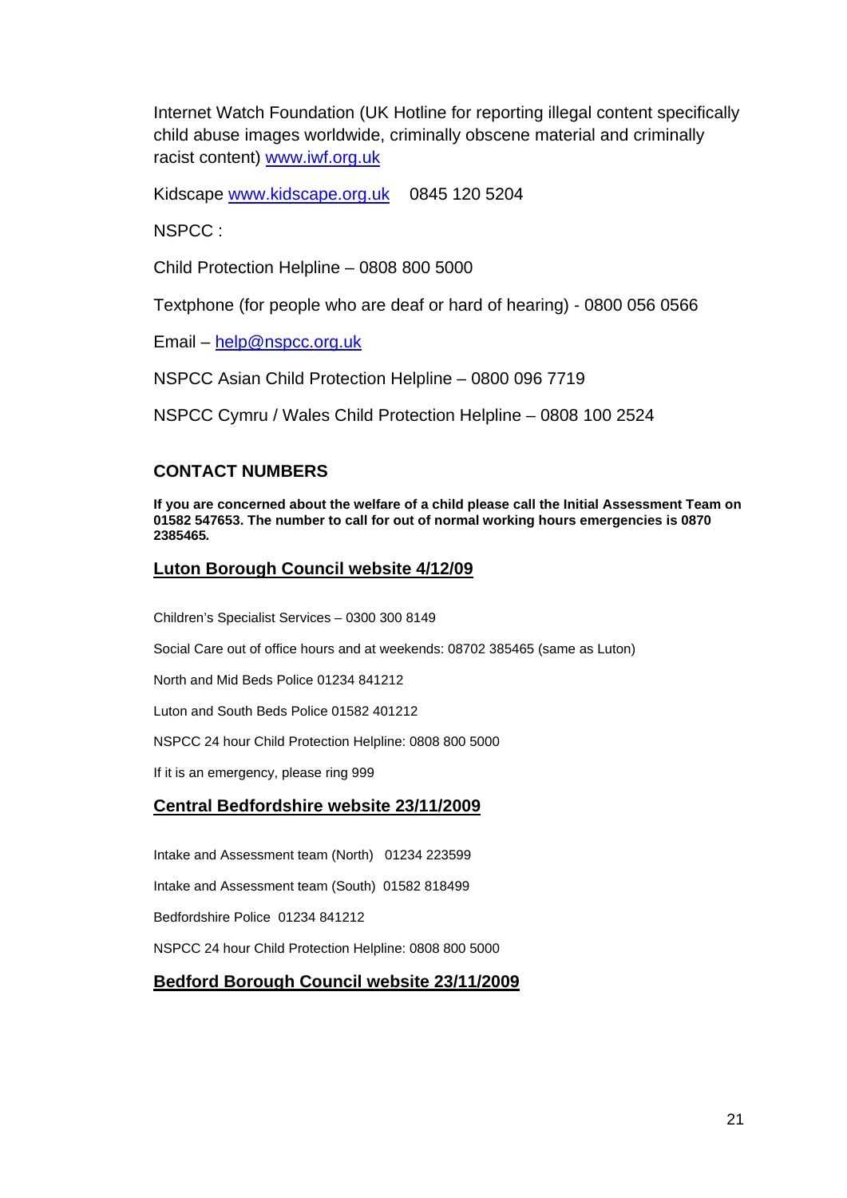Internet Watch Foundation (UK Hotline for reporting illegal content specifically child abuse images worldwide, criminally obscene material and criminally racist content) www.iwf.org.uk

Kidscape www.kidscape.org.uk 0845 120 5204

NSPCC :

Child Protection Helpline – 0808 800 5000

Textphone (for people who are deaf or hard of hearing) - 0800 056 0566

Email – help@nspcc.org.uk

NSPCC Asian Child Protection Helpline – 0800 096 7719

NSPCC Cymru / Wales Child Protection Helpline – 0808 100 2524

## CONTACT NUMBERS

**If you are concerned about the welfare of a child please call the Initial Assessment Team on 01582 547653. The number to call for out of normal working hours emergencies is 0870 2385465.**

### Luton Borough Council website 4/12/09

Children's Specialist Services – 0300 300 8149

Social Care out of office hours and at weekends: 08702 385465 (same as Luton)

North and Mid Beds Police 01234 841212

Luton and South Beds Police 01582 401212

NSPCC 24 hour Child Protection Helpline: 0808 800 5000

If it is an emergency, please ring 999

### Central Bedfordshire website 23/11/2009

Intake and Assessment team (North) 01234 223599

Intake and Assessment team (South) 01582 818499

Bedfordshire Police 01234 841212

NSPCC 24 hour Child Protection Helpline: 0808 800 5000

### Bedford Borough Council website 23/11/2009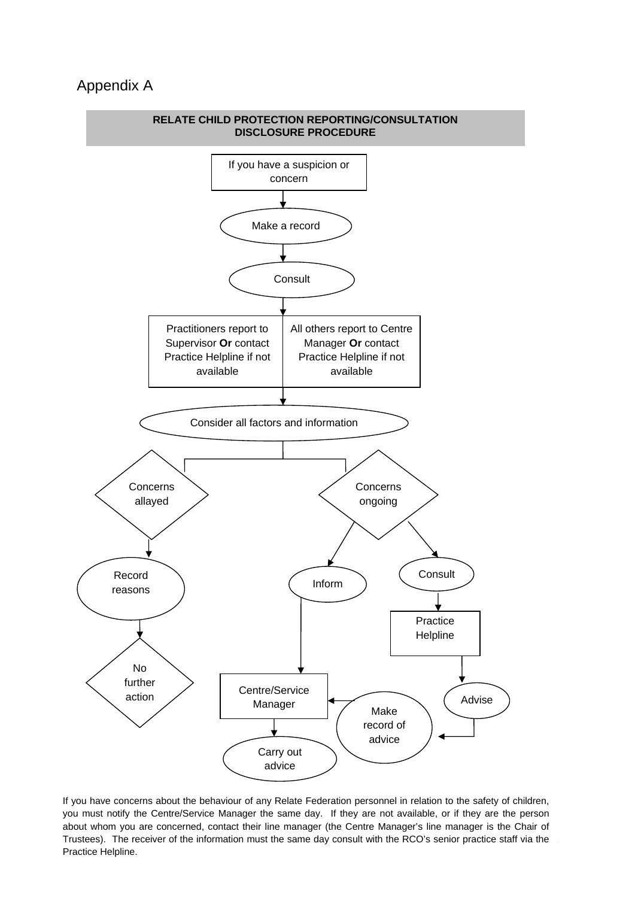# Appendix A

**RELATE CHILD PROTECTION REPORTING/CONSULTATION DISCLOSURE PROCEDURE**

If you have a suspicion or concern

Make a record

Consult

Practitioners report to Supervisor **Or** contact Practice Helpline if not available

All others report to Centre Manager **Or** contact Practice Helpline if not available

Consider all factors and information

Concerns allayed

Concerns ongoing

Record reasons

No further action

Inform

Consult

Practice Helpline

Advise

Make record of advice

Centre/Service Manager

Carry out advice

If you have concerns about the behaviour of any Relate Federation personnel in relation to the safety of children, you must notify the Centre/Service Manager the same day. If they are not available, or if they are the person about whom you are concerned, contact their line manager (the Centre Manager's line manager is the Chair of Trustees). The receiver of the information must the same day consult with the RCO's senior practice staff via the Practice Helpline.